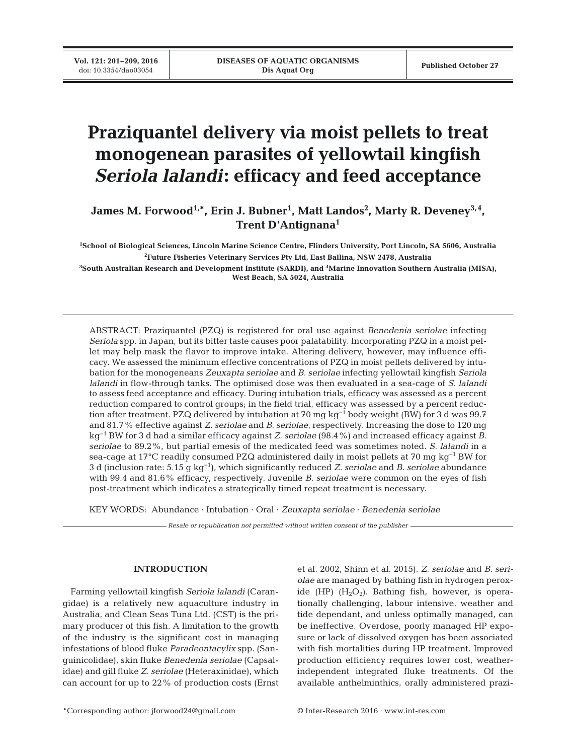# Praziquantel delivery via moist pellets to treat monogenean parasites of yellowtail kingfish *Seriola lalandi*: efficacy and feed acceptance

**James M. Forwood[1,*], Erin J. Bubner[1], Matt Landos[2], Marty R. Deveney[3,4], Trent D'Antignana[1]**

[1]School of Biological Sciences, Lincoln Marine Science Centre, Flinders University, Port Lincoln, SA 5606, Australia

[2]Future Fisheries Veterinary Services Pty Ltd, East Ballina, NSW 2478, Australia

[3]South Australian Research and Development Institute (SARDI), and [4]Marine Innovation Southern Australia (MISA), West Beach, SA 5024, Australia

ABSTRACT: Praziquantel (PZQ) is registered for oral use against *Benedenia seriolae* infecting *Seriola* spp. in Japan, but its bitter taste causes poor palatability. Incorporating PZQ in a moist pellet may help mask the flavor to improve intake. Altering delivery, however, may influence efficacy. We assessed the minimum effective concentrations of PZQ in moist pellets delivered by intubation for the monogeneans *Zeuxapta seriolae* and *B. seriolae* infecting yellowtail kingfish *Seriola lalandi* in flow-through tanks. The optimised dose was then evaluated in a sea-cage of *S. lalandi* to assess feed acceptance and efficacy. During intubation trials, efficacy was assessed as a percent reduction compared to control groups; in the field trial, efficacy was assessed by a percent reduction after treatment. PZQ delivered by intubation at 70 mg kg$^{-1}$ body weight (BW) for 3 d was 99.7 and 81.7% effective against *Z. seriolae* and *B. seriolae*, respectively. Increasing the dose to 120 mg kg$^{-1}$ BW for 3 d had a similar efficacy against *Z. seriolae* (98.4%) and increased efficacy against *B. seriolae* to 89.2%, but partial emesis of the medicated feed was sometimes noted. *S. lalandi* in a sea-cage at 17°C readily consumed PZQ administered daily in moist pellets at 70 mg kg$^{-1}$ BW for 3 d (inclusion rate: 5.15 g kg$^{-1}$), which significantly reduced *Z. seriolae* and *B. seriolae* abundance with 99.4 and 81.6% efficacy, respectively. Juvenile *B. seriolae* were common on the eyes of fish post-treatment which indicates a strategically timed repeat treatment is necessary.

KEY WORDS: Abundance · Intubation · Oral · *Zeuxapta seriolae* · *Benedenia seriolae*

*Resale or republication not permitted without written consent of the publisher*

## INTRODUCTION

Farming yellowtail kingfish *Seriola lalandi* (Carangidae) is a relatively new aquaculture industry in Australia, and Clean Seas Tuna Ltd. (CST) is the primary producer of this fish. A limitation to the growth of the industry is the significant cost in managing infestations of blood fluke *Paradeontacylix* spp. (Sanguinicolidae), skin fluke *Benedenia seriolae* (Capsalidae) and gill fluke *Z. seriolae* (Heteraxinidae), which can account for up to 22% of production costs (Ernst et al. 2002, Shinn et al. 2015). *Z. seriolae* and *B. seriolae* are managed by bathing fish in hydrogen peroxide (HP) ($H_2O_2$). Bathing fish, however, is operationally challenging, labour intensive, weather and tide dependant, and unless optimally managed, can be ineffective. Overdose, poorly managed HP exposure or lack of dissolved oxygen has been associated with fish mortalities during HP treatment. Improved production efficiency requires lower cost, weather-independent integrated fluke treatments. Of the available anthelminthics, orally administered prazi-

*Corresponding author: jforwood24@gmail.com

© Inter-Research 2016 · www.int-res.com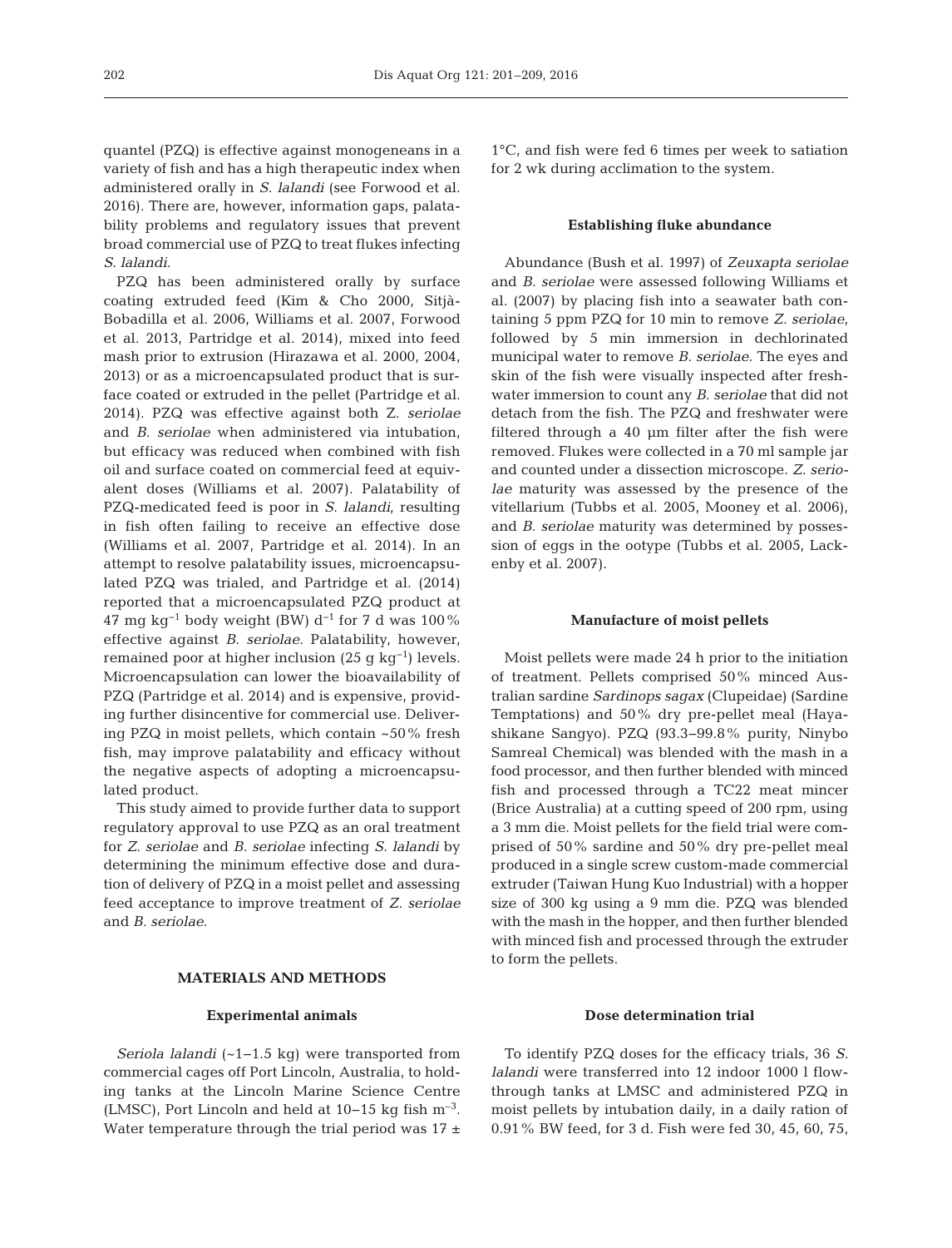quantel (PZQ) is effective against monogeneans in a variety of fish and has a high therapeutic index when administered orally in *S. lalandi* (see Forwood et al. 2016). There are, however, information gaps, palatability problems and regulatory issues that prevent broad commercial use of PZQ to treat flukes infecting *S. lalandi*.

PZQ has been administered orally by surface coating extruded feed (Kim & Cho 2000, Sitjà-Bobadilla et al. 2006, Williams et al. 2007, Forwood et al. 2013, Partridge et al. 2014), mixed into feed mash prior to extrusion (Hirazawa et al. 2000, 2004, 2013) or as a microencapsulated product that is surface coated or extruded in the pellet (Partridge et al. 2014). PZQ was effective against both *Z. seriolae* and *B. seriolae* when administered via intubation, but efficacy was reduced when combined with fish oil and surface coated on commercial feed at equivalent doses (Williams et al. 2007). Palatability of PZQ-medicated feed is poor in *S. lalandi*, resulting in fish often failing to receive an effective dose (Williams et al. 2007, Partridge et al. 2014). In an attempt to resolve palatability issues, microencapsulated PZQ was trialed, and Partridge et al. (2014) reported that a microencapsulated PZQ product at 47 mg $kg^{-1}$ body weight (BW) $d^{-1}$ for 7 d was 100% effective against *B. seriolae*. Palatability, however, remained poor at higher inclusion (25 g $kg^{-1}$) levels. Microencapsulation can lower the bioavailability of PZQ (Partridge et al. 2014) and is expensive, providing further disincentive for commercial use. Delivering PZQ in moist pellets, which contain ~50% fresh fish, may improve palatability and efficacy without the negative aspects of adopting a microencapsulated product.

This study aimed to provide further data to support regulatory approval to use PZQ as an oral treatment for *Z. seriolae* and *B. seriolae* infecting *S. lalandi* by determining the minimum effective dose and duration of delivery of PZQ in a moist pellet and assessing feed acceptance to improve treatment of *Z. seriolae* and *B. seriolae*.

## MATERIALS AND METHODS

### Experimental animals

*Seriola lalandi* (~1–1.5 kg) were transported from commercial cages off Port Lincoln, Australia, to holding tanks at the Lincoln Marine Science Centre (LMSC), Port Lincoln and held at 10–15 kg fish $m^{-3}$. Water temperature through the trial period was 17 ± 1°C, and fish were fed 6 times per week to satiation for 2 wk during acclimation to the system.

### Establishing fluke abundance

Abundance (Bush et al. 1997) of *Zeuxapta seriolae* and *B. seriolae* were assessed following Williams et al. (2007) by placing fish into a seawater bath containing 5 ppm PZQ for 10 min to remove *Z. seriolae*, followed by 5 min immersion in dechlorinated municipal water to remove *B. seriolae*. The eyes and skin of the fish were visually inspected after freshwater immersion to count any *B. seriolae* that did not detach from the fish. The PZQ and freshwater were filtered through a 40 µm filter after the fish were removed. Flukes were collected in a 70 ml sample jar and counted under a dissection microscope. *Z. seriolae* maturity was assessed by the presence of the vitellarium (Tubbs et al. 2005, Mooney et al. 2006), and *B. seriolae* maturity was determined by possession of eggs in the ootype (Tubbs et al. 2005, Lackenby et al. 2007).

### Manufacture of moist pellets

Moist pellets were made 24 h prior to the initiation of treatment. Pellets comprised 50% minced Australian sardine *Sardinops sagax* (Clupeidae) (Sardine Temptations) and 50% dry pre-pellet meal (Hayashikane Sangyo). PZQ (93.3–99.8% purity, Ninybo Samreal Chemical) was blended with the mash in a food processor, and then further blended with minced fish and processed through a TC22 meat mincer (Brice Australia) at a cutting speed of 200 rpm, using a 3 mm die. Moist pellets for the field trial were comprised of 50% sardine and 50% dry pre-pellet meal produced in a single screw custom-made commercial extruder (Taiwan Hung Kuo Industrial) with a hopper size of 300 kg using a 9 mm die. PZQ was blended with the mash in the hopper, and then further blended with minced fish and processed through the extruder to form the pellets.

### Dose determination trial

To identify PZQ doses for the efficacy trials, 36 *S. lalandi* were transferred into 12 indoor 1000 l flow-through tanks at LMSC and administered PZQ in moist pellets by intubation daily, in a daily ration of 0.91% BW feed, for 3 d. Fish were fed 30, 45, 60, 75,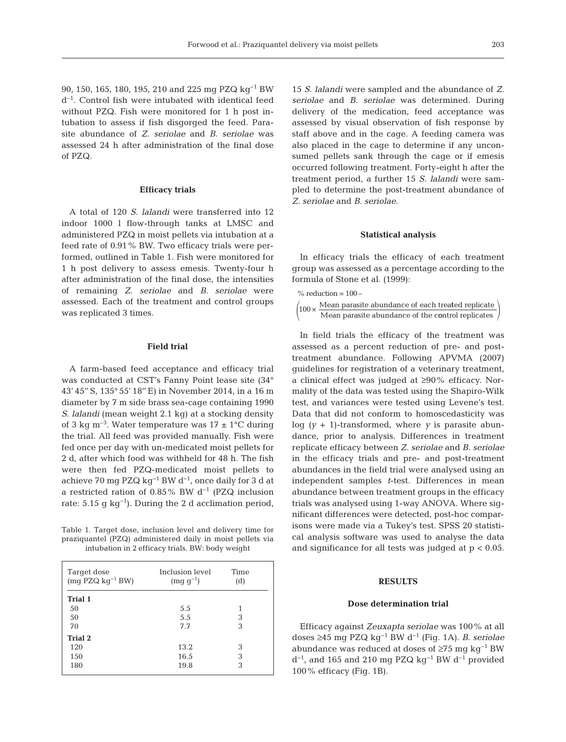90, 150, 165, 180, 195, 210 and 225 mg PZQ $kg^{-1}$ BW $d^{-1}$. Control fish were intubated with identical feed without PZQ. Fish were monitored for 1 h post intubation to assess if fish disgorged the feed. Parasite abundance of *Z. seriolae* and *B. seriolae* was assessed 24 h after administration of the final dose of PZQ.

### Efficacy trials

A total of 120 *S. lalandi* were transferred into 12 indoor 1000 l flow-through tanks at LMSC and administered PZQ in moist pellets via intubation at a feed rate of 0.91% BW. Two efficacy trials were performed, outlined in Table 1. Fish were monitored for 1 h post delivery to assess emesis. Twenty-four h after administration of the final dose, the intensities of remaining *Z. seriolae* and *B. seriolae* were assessed. Each of the treatment and control groups was replicated 3 times.

### Field trial

A farm-based feed acceptance and efficacy trial was conducted at CST's Fanny Point lease site (34° 43′ 45″ S, 135° 55′ 18″ E) in November 2014, in a 16 m diameter by 7 m side brass sea-cage containing 1990 *S. lalandi* (mean weight 2.1 kg) at a stocking density of 3 kg $m^{-3}$. Water temperature was 17 ± 1°C during the trial. All feed was provided manually. Fish were fed once per day with un-medicated moist pellets for 2 d, after which food was withheld for 48 h. The fish were then fed PZQ-medicated moist pellets to achieve 70 mg PZQ $kg^{-1}$ BW $d^{-1}$, once daily for 3 d at a restricted ration of 0.85% BW $d^{-1}$ (PZQ inclusion rate: 5.15 g $kg^{-1}$). During the 2 d acclimation period, 15 *S. lalandi* were sampled and the abundance of *Z. seriolae* and *B. seriolae* was determined. During delivery of the medication, feed acceptance was assessed by visual observation of fish response by staff above and in the cage. A feeding camera was also placed in the cage to determine if any unconsumed pellets sank through the cage or if emesis occurred following treatment. Forty-eight h after the treatment period, a further 15 *S. lalandi* were sampled to determine the post-treatment abundance of *Z. seriolae* and *B. seriolae*.

Table 1. Target dose, inclusion level and delivery time for praziquantel (PZQ) administered daily in moist pellets via intubation in 2 efficacy trials. BW: body weight

| Target dose (mg PZQ $kg^{-1}$ BW) | Inclusion level (mg $g^{-1}$) | Time (d) |
|---|---|---|
| **Trial 1** | | |
| 50 | 5.5 | 1 |
| 50 | 5.5 | 3 |
| 70 | 7.7 | 3 |
| **Trial 2** | | |
| 120 | 13.2 | 3 |
| 150 | 16.5 | 3 |
| 180 | 19.8 | 3 |

### Statistical analysis

In efficacy trials the efficacy of each treatment group was assessed as a percentage according to the formula of Stone et al. (1999):

$$\% \text{ reduction} = 100 - \left(100 \times \frac{\text{Mean parasite abundance of each treated replicate}}{\text{Mean parasite abundance of the control replicates}}\right)$$

In field trials the efficacy of the treatment was assessed as a percent reduction of pre- and post-treatment abundance. Following APVMA (2007) guidelines for registration of a veterinary treatment, a clinical effect was judged at ≥90% efficacy. Normality of the data was tested using the Shapiro-Wilk test, and variances were tested using Levene's test. Data that did not conform to homoscedasticity was log $(y + 1)$-transformed, where $y$ is parasite abundance, prior to analysis. Differences in treatment replicate efficacy between *Z. seriolae* and *B. seriolae* in the efficacy trials and pre- and post-treatment abundances in the field trial were analysed using an independent samples *t*-test. Differences in mean abundance between treatment groups in the efficacy trials was analysed using 1-way ANOVA. Where significant differences were detected, post-hoc comparisons were made via a Tukey's test. SPSS 20 statistical analysis software was used to analyse the data and significance for all tests was judged at $p < 0.05$.

## RESULTS

### Dose determination trial

Efficacy against *Zeuxapta seriolae* was 100% at all doses ≥45 mg PZQ $kg^{-1}$ BW $d^{-1}$ (Fig. 1A). *B. seriolae* abundance was reduced at doses of ≥75 mg $kg^{-1}$ BW $d^{-1}$, and 165 and 210 mg PZQ $kg^{-1}$ BW $d^{-1}$ provided 100% efficacy (Fig. 1B).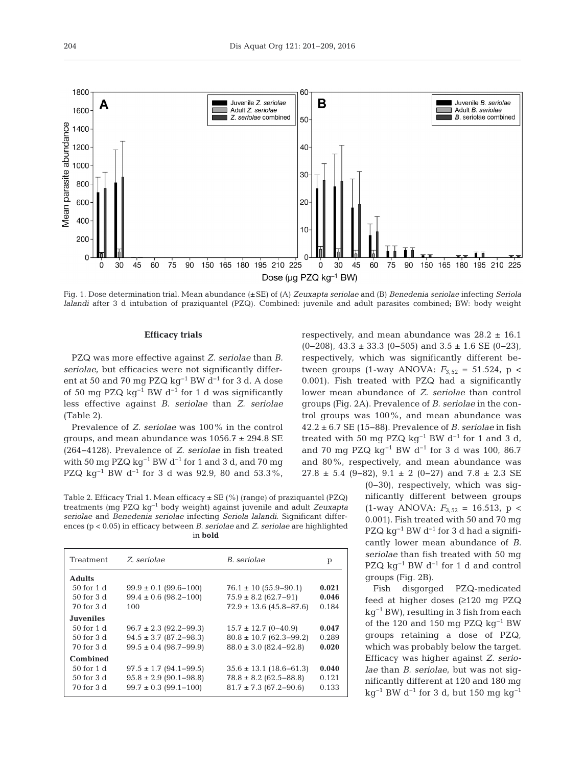A

Mean parasite abundance

1800
1600
1400
1200
1000
800
600
400
200
0

0 30 45 60 75 90 150 165 180 195 210 225

Juvenile *Z. seriolae*
Adult *Z. seriolae*
*Z. seriolae* combined

B

60
50
40
30
20
10
0

0 30 45 60 75 90 150 165 180 195 210 225

Juvenile *B. seriolae*
Adult *B. seriolae*
*B. seriolae* combined

Dose (µg PZQ $kg^{-1}$ BW)

Fig. 1. Dose determination trial. Mean abundance (±SE) of (A) *Zeuxapta seriolae* and (B) *Benedenia seriolae* infecting *Seriola lalandi* after 3 d intubation of praziquantel (PZQ). Combined: juvenile and adult parasites combined; BW: body weight

### Efficacy trials

PZQ was more effective against *Z. seriolae* than *B. seriolae*, but efficacies were not significantly different at 50 and 70 mg PZQ $kg^{-1}$ BW $d^{-1}$ for 3 d. A dose of 50 mg PZQ $kg^{-1}$ BW $d^{-1}$ for 1 d was significantly less effective against *B. seriolae* than *Z. seriolae* (Table 2).

Prevalence of *Z. seriolae* was 100% in the control groups, and mean abundance was 1056.7 ± 294.8 SE (264–4128). Prevalence of *Z. seriolae* in fish treated with 50 mg PZQ $kg^{-1}$ BW $d^{-1}$ for 1 and 3 d, and 70 mg PZQ $kg^{-1}$ BW $d^{-1}$ for 3 d was 92.9, 80 and 53.3%, respectively, and mean abundance was 28.2 ± 16.1 (0–208), 43.3 ± 33.3 (0–505) and 3.5 ± 1.6 SE (0–23), respectively, which was significantly different between groups (1-way ANOVA: $F_{3,52}$ = 51.524, $p <$ 0.001). Fish treated with PZQ had a significantly lower mean abundance of *Z. seriolae* than control groups (Fig. 2A). Prevalence of *B. seriolae* in the control groups was 100%, and mean abundance was 42.2 ± 6.7 SE (15–88). Prevalence of *B. seriolae* in fish treated with 50 mg PZQ $kg^{-1}$ BW $d^{-1}$ for 1 and 3 d, and 70 mg PZQ $kg^{-1}$ BW $d^{-1}$ for 3 d was 100, 86.7 and 80%, respectively, and mean abundance was 27.8 ± 5.4 (9–82), 9.1 ± 2 (0–27) and 7.8 ± 2.3 SE (0–30), respectively, which was significantly different between groups (1-way ANOVA: $F_{3,52}$ = 16.513, $p <$ 0.001). Fish treated with 50 and 70 mg PZQ $kg^{-1}$ BW $d^{-1}$ for 3 d had a significantly lower mean abundance of *B. seriolae* than fish treated with 50 mg PZQ $kg^{-1}$ BW $d^{-1}$ for 1 d and control groups (Fig. 2B).

Table 2. Efficacy Trial 1. Mean efficacy ± SE (%) (range) of praziquantel (PZQ) treatments (mg PZQ $kg^{-1}$ body weight) against juvenile and adult *Zeuxapta seriolae* and *Benedenia seriolae* infecting *Seriola lalandi*. Significant differences ($p < 0.05$) in efficacy between *B. seriolae* and *Z. seriolae* are highlighted in **bold**

| Treatment | *Z. seriolae* | *B. seriolae* | p |
|---|---|---|---|
| **Adults** | | | |
| 50 for 1 d | 99.9 ± 0.1 (99.6–100) | 76.1 ± 10 (55.9–90.1) | **0.021** |
| 50 for 3 d | 99.4 ± 0.6 (98.2–100) | 75.9 ± 8.2 (62.7–91) | **0.046** |
| 70 for 3 d | 100 | 72.9 ± 13.6 (45.8–87.6) | 0.184 |
| **Juveniles** | | | |
| 50 for 1 d | 96.7 ± 2.3 (92.2–99.3) | 15.7 ± 12.7 (0–40.9) | **0.047** |
| 50 for 3 d | 94.5 ± 3.7 (87.2–98.3) | 80.8 ± 10.7 (62.3–99.2) | 0.289 |
| 70 for 3 d | 99.5 ± 0.4 (98.7–99.9) | 88.0 ± 3.0 (82.4–92.8) | **0.020** |
| **Combined** | | | |
| 50 for 1 d | 97.5 ± 1.7 (94.1–99.5) | 35.6 ± 13.1 (18.6–61.3) | **0.040** |
| 50 for 3 d | 95.8 ± 2.9 (90.1–98.8) | 78.8 ± 8.2 (62.5–88.8) | 0.121 |
| 70 for 3 d | 99.7 ± 0.3 (99.1–100) | 81.7 ± 7.3 (67.2–90.6) | 0.133 |

Fish disgorged PZQ-medicated feed at higher doses (≥120 mg PZQ $kg^{-1}$ BW), resulting in 3 fish from each of the 120 and 150 mg PZQ $kg^{-1}$ BW groups retaining a dose of PZQ, which was probably below the target. Efficacy was higher against *Z. seriolae* than *B. seriolae*, but was not significantly different at 120 and 180 mg $kg^{-1}$ BW $d^{-1}$ for 3 d, but 150 mg $kg^{-1}$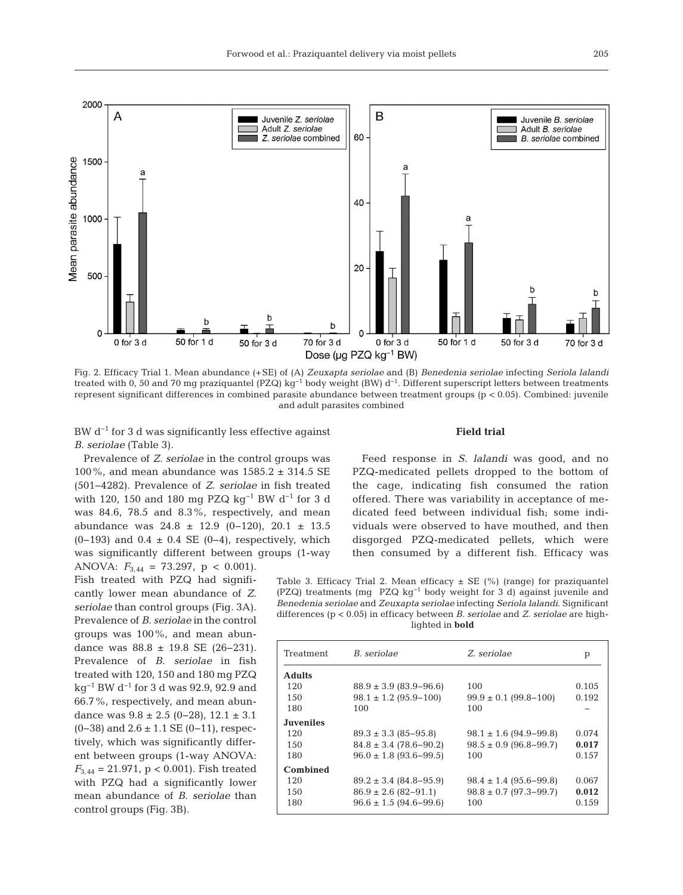A

Mean parasite abundance

2000

1500

1000

500

0

Juvenile *Z. seriolae*
Adult *Z. seriolae*
*Z. seriolae* combined

a

b

b

b

0 for 3 d

50 for 1 d

50 for 3 d

70 for 3 d

B

60

40

20

0

Juvenile *B. seriolae*
Adult *B. seriolae*
*B. seriolae* combined

a

a

b

b

0 for 3 d

50 for 1 d

50 for 3 d

70 for 3 d

Dose (µg PZQ kg$^{-1}$ BW)

Fig. 2. Efficacy Trial 1. Mean abundance (+SE) of (A) *Zeuxapta seriolae* and (B) *Benedenia seriolae* infecting *Seriola lalandi* treated with 0, 50 and 70 mg praziquantel (PZQ) kg$^{-1}$ body weight (BW) d$^{-1}$. Different superscript letters between treatments represent significant differences in combined parasite abundance between treatment groups ($p < 0.05$). Combined: juvenile and adult parasites combined

BW d$^{-1}$ for 3 d was significantly less effective against *B. seriolae* (Table 3).

Prevalence of *Z. seriolae* in the control groups was 100%, and mean abundance was 1585.2 ± 314.5 SE (501–4282). Prevalence of *Z. seriolae* in fish treated with 120, 150 and 180 mg PZQ kg$^{-1}$ BW d$^{-1}$ for 3 d was 84.6, 78.5 and 8.3%, respectively, and mean abundance was 24.8 ± 12.9 (0–120), 20.1 ± 13.5 (0–193) and 0.4 ± 0.4 SE (0–4), respectively, which was significantly different between groups (1-way ANOVA: $F_{3,44}$ = 73.297, $p < 0.001$). Fish treated with PZQ had significantly lower mean abundance of *Z. seriolae* than control groups (Fig. 3A). Prevalence of *B. seriolae* in the control groups was 100%, and mean abundance was 88.8 ± 19.8 SE (26–231). Prevalence of *B. seriolae* in fish treated with 120, 150 and 180 mg PZQ kg$^{-1}$ BW d$^{-1}$ for 3 d was 92.9, 92.9 and 66.7%, respectively, and mean abundance was 9.8 ± 2.5 (0–28), 12.1 ± 3.1 (0–38) and 2.6 ± 1.1 SE (0–11), respectively, which was significantly different between groups (1-way ANOVA: $F_{3,44}$ = 21.971, $p < 0.001$). Fish treated with PZQ had a significantly lower mean abundance of *B. seriolae* than control groups (Fig. 3B).

### Field trial

Feed response in *S. lalandi* was good, and no PZQ-medicated pellets dropped to the bottom of the cage, indicating fish consumed the ration offered. There was variability in acceptance of medicated feed between individual fish; some individuals were observed to have mouthed, and then disgorged PZQ-medicated pellets, which were then consumed by a different fish. Efficacy was

Table 3. Efficacy Trial 2. Mean efficacy ± SE (%) (range) for praziquantel (PZQ) treatments (mg PZQ kg$^{-1}$ body weight for 3 d) against juvenile and *Benedenia seriolae* and *Zeuxapta seriolae* infecting *Seriola lalandi*. Significant differences ($p < 0.05$) in efficacy between *B. seriolae* and *Z. seriolae* are highlighted in **bold**

| Treatment | *B. seriolae* | *Z. seriolae* | p |
|---|---|---|---|
| **Adults** | | | |
| 120 | 88.9 ± 3.9 (83.9–96.6) | 100 | 0.105 |
| 150 | 98.1 ± 1.2 (95.9–100) | 99.9 ± 0.1 (99.8–100) | 0.192 |
| 180 | 100 | 100 | – |
| **Juveniles** | | | |
| 120 | 89.3 ± 3.3 (85–95.8) | 98.1 ± 1.6 (94.9–99.8) | 0.074 |
| 150 | 84.8 ± 3.4 (78.6–90.2) | 98.5 ± 0.9 (96.8–99.7) | **0.017** |
| 180 | 96.0 ± 1.8 (93.6–99.5) | 100 | 0.157 |
| **Combined** | | | |
| 120 | 89.2 ± 3.4 (84.8–95.9) | 98.4 ± 1.4 (95.6–99.8) | 0.067 |
| 150 | 86.9 ± 2.6 (82–91.1) | 98.8 ± 0.7 (97.3–99.7) | **0.012** |
| 180 | 96.6 ± 1.5 (94.6–99.6) | 100 | 0.159 |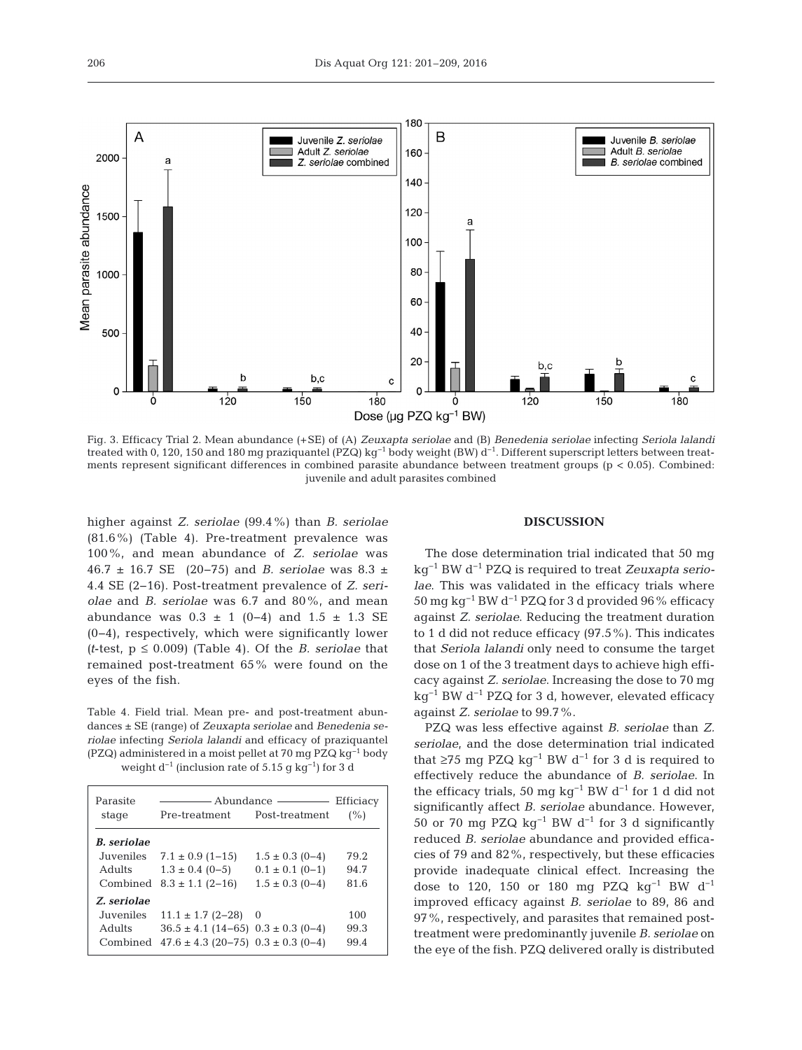A

Juvenile *Z. seriolae*
Adult *Z. seriolae*
*Z. seriolae* combined

Mean parasite abundance

2000
1500
1000
500
0

a
b
b,c
c

0
120
150
180

B

Juvenile *B. seriolae*
Adult *B. seriolae*
*B. seriolae* combined

180
160
140
120
100
80
60
40
20
0

a
b,c
b
c

0
120
150
180

Dose (µg PZQ kg$^{-1}$ BW)

Fig. 3. Efficacy Trial 2. Mean abundance (+SE) of (A) *Zeuxapta seriolae* and (B) *Benedenia seriolae* infecting *Seriola lalandi* treated with 0, 120, 150 and 180 mg praziquantel (PZQ) kg$^{-1}$ body weight (BW) d$^{-1}$. Different superscript letters between treatments represent significant differences in combined parasite abundance between treatment groups ($p < 0.05$). Combined: juvenile and adult parasites combined

higher against *Z. seriolae* (99.4%) than *B. seriolae* (81.6%) (Table 4). Pre-treatment prevalence was 100%, and mean abundance of *Z. seriolae* was 46.7 ± 16.7 SE (20–75) and *B. seriolae* was 8.3 ± 4.4 SE (2–16). Post-treatment prevalence of *Z. seriolae* and *B. seriolae* was 6.7 and 80%, and mean abundance was 0.3 ± 1 (0–4) and 1.5 ± 1.3 SE (0–4), respectively, which were significantly lower (*t*-test, $p \leq 0.009$) (Table 4). Of the *B. seriolae* that remained post-treatment 65% were found on the eyes of the fish.

Table 4. Field trial. Mean pre- and post-treatment abundances ± SE (range) of *Zeuxapta seriolae* and *Benedenia seriolae* infecting *Seriola lalandi* and efficacy of praziquantel (PZQ) administered in a moist pellet at 70 mg PZQ kg$^{-1}$ body weight d$^{-1}$ (inclusion rate of 5.15 g kg$^{-1}$) for 3 d

| Parasite stage | Abundance | | Efficiacy (%) |
|---|---|---|---|
| | Pre-treatment | Post-treatment | |
| ***B. seriolae*** | | | |
| Juveniles | 7.1 ± 0.9 (1–15) | 1.5 ± 0.3 (0–4) | 79.2 |
| Adults | 1.3 ± 0.4 (0–5) | 0.1 ± 0.1 (0–1) | 94.7 |
| Combined | 8.3 ± 1.1 (2–16) | 1.5 ± 0.3 (0–4) | 81.6 |
| ***Z. seriolae*** | | | |
| Juveniles | 11.1 ± 1.7 (2–28) | 0 | 100 |
| Adults | 36.5 ± 4.1 (14–65) | 0.3 ± 0.3 (0–4) | 99.3 |
| Combined | 47.6 ± 4.3 (20–75) | 0.3 ± 0.3 (0–4) | 99.4 |

## DISCUSSION

The dose determination trial indicated that 50 mg kg$^{-1}$ BW d$^{-1}$ PZQ is required to treat *Zeuxapta seriolae*. This was validated in the efficacy trials where 50 mg kg$^{-1}$ BW d$^{-1}$ PZQ for 3 d provided 96% efficacy against *Z. seriolae*. Reducing the treatment duration to 1 d did not reduce efficacy (97.5%). This indicates that *Seriola lalandi* only need to consume the target dose on 1 of the 3 treatment days to achieve high efficacy against *Z. seriolae*. Increasing the dose to 70 mg kg$^{-1}$ BW d$^{-1}$ PZQ for 3 d, however, elevated efficacy against *Z. seriolae* to 99.7%.

PZQ was less effective against *B. seriolae* than *Z. seriolae*, and the dose determination trial indicated that ≥75 mg PZQ kg$^{-1}$ BW d$^{-1}$ for 3 d is required to effectively reduce the abundance of *B. seriolae*. In the efficacy trials, 50 mg kg$^{-1}$ BW d$^{-1}$ for 1 d did not significantly affect *B. seriolae* abundance. However, 50 or 70 mg PZQ kg$^{-1}$ BW d$^{-1}$ for 3 d significantly reduced *B. seriolae* abundance and provided efficacies of 79 and 82%, respectively, but these efficacies provide inadequate clinical effect. Increasing the dose to 120, 150 or 180 mg PZQ kg$^{-1}$ BW d$^{-1}$ improved efficacy against *B. seriolae* to 89, 86 and 97%, respectively, and parasites that remained post-treatment were predominantly juvenile *B. seriolae* on the eye of the fish. PZQ delivered orally is distributed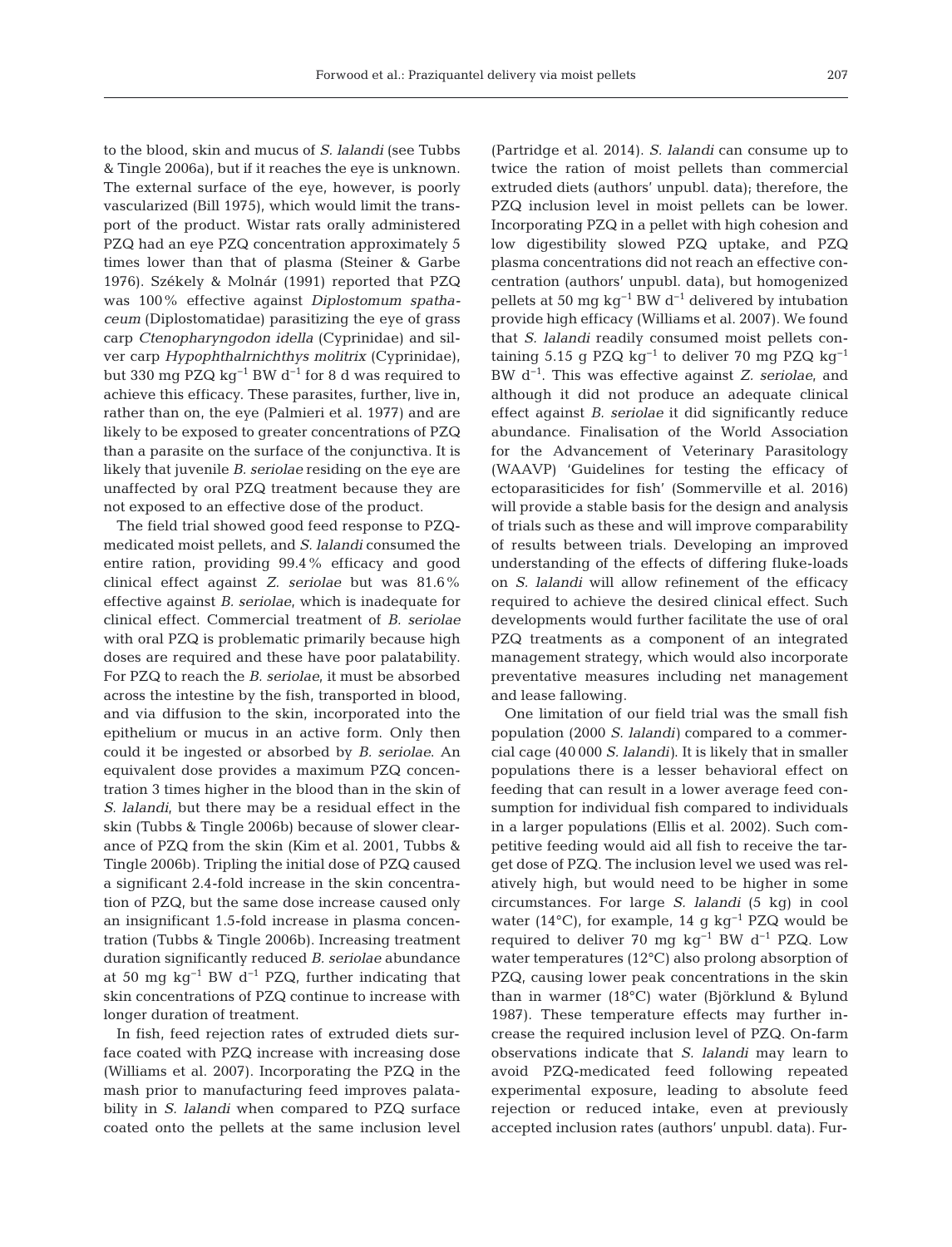to the blood, skin and mucus of *S. lalandi* (see Tubbs & Tingle 2006a), but if it reaches the eye is unknown. The external surface of the eye, however, is poorly vascularized (Bill 1975), which would limit the transport of the product. Wistar rats orally administered PZQ had an eye PZQ concentration approximately 5 times lower than that of plasma (Steiner & Garbe 1976). Székely & Molnár (1991) reported that PZQ was 100% effective against *Diplostomum spathaceum* (Diplostomatidae) parasitizing the eye of grass carp *Ctenopharyngodon idella* (Cyprinidae) and silver carp *Hypophthalrnichthys molitrix* (Cyprinidae), but 330 mg PZQ $kg^{-1}$ BW $d^{-1}$ for 8 d was required to achieve this efficacy. These parasites, further, live in, rather than on, the eye (Palmieri et al. 1977) and are likely to be exposed to greater concentrations of PZQ than a parasite on the surface of the conjunctiva. It is likely that juvenile *B. seriolae* residing on the eye are unaffected by oral PZQ treatment because they are not exposed to an effective dose of the product.

The field trial showed good feed response to PZQ-medicated moist pellets, and *S. lalandi* consumed the entire ration, providing 99.4% efficacy and good clinical effect against *Z. seriolae* but was 81.6% effective against *B. seriolae*, which is inadequate for clinical effect. Commercial treatment of *B. seriolae* with oral PZQ is problematic primarily because high doses are required and these have poor palatability. For PZQ to reach the *B. seriolae*, it must be absorbed across the intestine by the fish, transported in blood, and via diffusion to the skin, incorporated into the epithelium or mucus in an active form. Only then could it be ingested or absorbed by *B. seriolae*. An equivalent dose provides a maximum PZQ concentration 3 times higher in the blood than in the skin of *S. lalandi*, but there may be a residual effect in the skin (Tubbs & Tingle 2006b) because of slower clearance of PZQ from the skin (Kim et al. 2001, Tubbs & Tingle 2006b). Tripling the initial dose of PZQ caused a significant 2.4-fold increase in the skin concentration of PZQ, but the same dose increase caused only an insignificant 1.5-fold increase in plasma concentration (Tubbs & Tingle 2006b). Increasing treatment duration significantly reduced *B. seriolae* abundance at 50 mg $kg^{-1}$ BW $d^{-1}$ PZQ, further indicating that skin concentrations of PZQ continue to increase with longer duration of treatment.

In fish, feed rejection rates of extruded diets surface coated with PZQ increase with increasing dose (Williams et al. 2007). Incorporating the PZQ in the mash prior to manufacturing feed improves palatability in *S. lalandi* when compared to PZQ surface coated onto the pellets at the same inclusion level (Partridge et al. 2014). *S. lalandi* can consume up to twice the ration of moist pellets than commercial extruded diets (authors' unpubl. data); therefore, the PZQ inclusion level in moist pellets can be lower. Incorporating PZQ in a pellet with high cohesion and low digestibility slowed PZQ uptake, and PZQ plasma concentrations did not reach an effective concentration (authors' unpubl. data), but homogenized pellets at 50 mg $kg^{-1}$ BW $d^{-1}$ delivered by intubation provide high efficacy (Williams et al. 2007). We found that *S. lalandi* readily consumed moist pellets containing 5.15 g PZQ $kg^{-1}$ to deliver 70 mg PZQ $kg^{-1}$ BW $d^{-1}$. This was effective against *Z. seriolae*, and although it did not produce an adequate clinical effect against *B. seriolae* it did significantly reduce abundance. Finalisation of the World Association for the Advancement of Veterinary Parasitology (WAAVP) 'Guidelines for testing the efficacy of ectoparasiticides for fish' (Sommerville et al. 2016) will provide a stable basis for the design and analysis of trials such as these and will improve comparability of results between trials. Developing an improved understanding of the effects of differing fluke-loads on *S. lalandi* will allow refinement of the efficacy required to achieve the desired clinical effect. Such developments would further facilitate the use of oral PZQ treatments as a component of an integrated management strategy, which would also incorporate preventative measures including net management and lease fallowing.

One limitation of our field trial was the small fish population (2000 *S. lalandi*) compared to a commercial cage (40 000 *S. lalandi*). It is likely that in smaller populations there is a lesser behavioral effect on feeding that can result in a lower average feed consumption for individual fish compared to individuals in a larger populations (Ellis et al. 2002). Such competitive feeding would aid all fish to receive the target dose of PZQ. The inclusion level we used was relatively high, but would need to be higher in some circumstances. For large *S. lalandi* (5 kg) in cool water (14°C), for example, 14 g $kg^{-1}$ PZQ would be required to deliver 70 mg $kg^{-1}$ BW $d^{-1}$ PZQ. Low water temperatures (12°C) also prolong absorption of PZQ, causing lower peak concentrations in the skin than in warmer (18°C) water (Björklund & Bylund 1987). These temperature effects may further increase the required inclusion level of PZQ. On-farm observations indicate that *S. lalandi* may learn to avoid PZQ-medicated feed following repeated experimental exposure, leading to absolute feed rejection or reduced intake, even at previously accepted inclusion rates (authors' unpubl. data). Fur-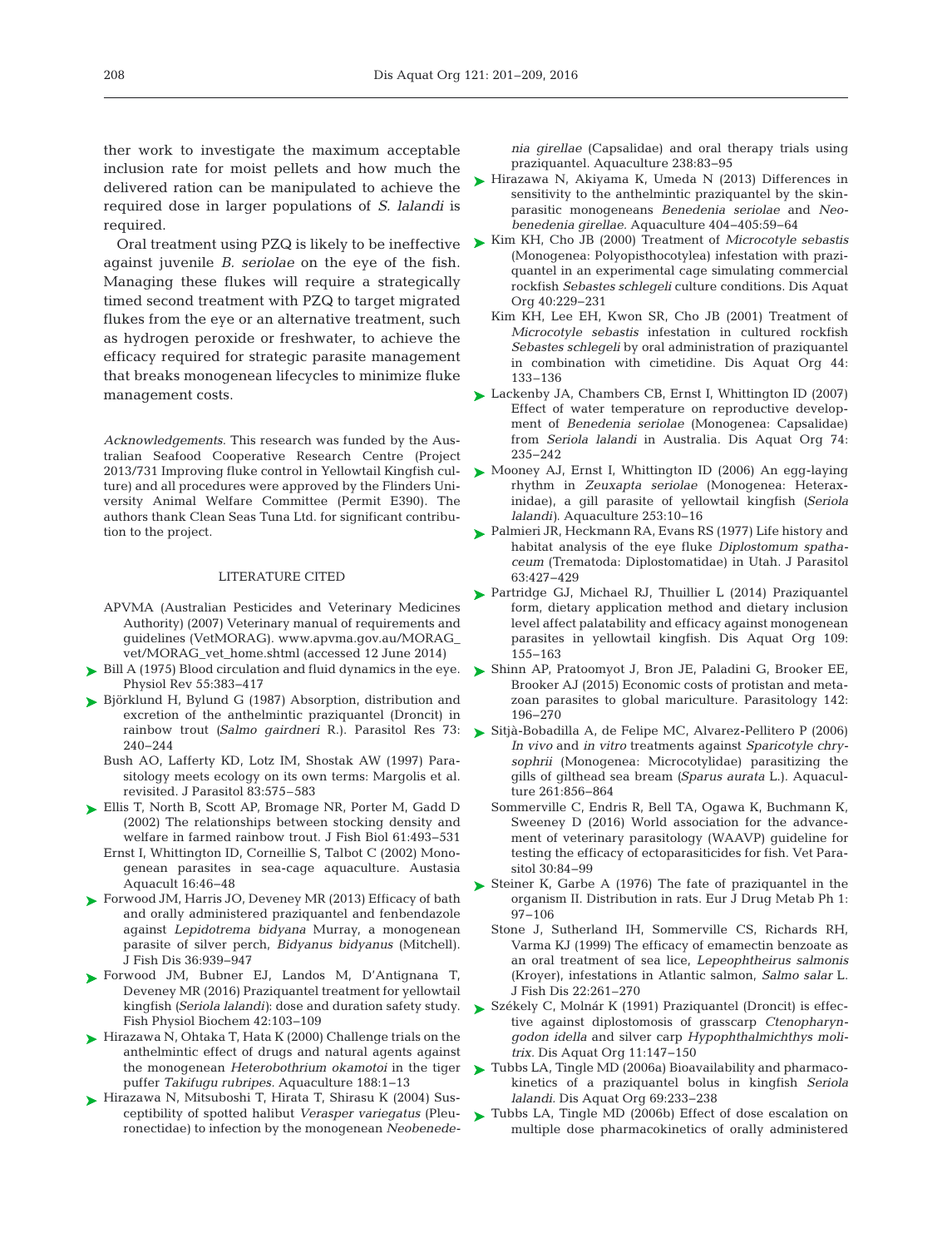ther work to investigate the maximum acceptable inclusion rate for moist pellets and how much the delivered ration can be manipulated to achieve the required dose in larger populations of *S. lalandi* is required.

Oral treatment using PZQ is likely to be ineffective against juvenile *B. seriolae* on the eye of the fish. Managing these flukes will require a strategically timed second treatment with PZQ to target migrated flukes from the eye or an alternative treatment, such as hydrogen peroxide or freshwater, to achieve the efficacy required for strategic parasite management that breaks monogenean lifecycles to minimize fluke management costs.

*Acknowledgements*. This research was funded by the Australian Seafood Cooperative Research Centre (Project 2013/731 Improving fluke control in Yellowtail Kingfish culture) and all procedures were approved by the Flinders University Animal Welfare Committee (Permit E390). The authors thank Clean Seas Tuna Ltd. for significant contribution to the project.

## LITERATURE CITED

- APVMA (Australian Pesticides and Veterinary Medicines Authority) (2007) Veterinary manual of requirements and guidelines (VetMORAG). www.apvma.gov.au/MORAG_vet/MORAG_vet_home.shtml (accessed 12 June 2014)
- Bill A (1975) Blood circulation and fluid dynamics in the eye. Physiol Rev 55:383−417
- Björklund H, Bylund G (1987) Absorption, distribution and excretion of the anthelmintic praziquantel (Droncit) in rainbow trout (*Salmo gairdneri* R.). Parasitol Res 73: 240−244
- Bush AO, Lafferty KD, Lotz IM, Shostak AW (1997) Parasitology meets ecology on its own terms: Margolis et al. revisited. J Parasitol 83:575−583
- Ellis T, North B, Scott AP, Bromage NR, Porter M, Gadd D (2002) The relationships between stocking density and welfare in farmed rainbow trout. J Fish Biol 61:493−531
- Ernst I, Whittington ID, Corneillie S, Talbot C (2002) Monogenean parasites in sea-cage aquaculture. Austasia Aquacult 16:46−48
- Forwood JM, Harris JO, Deveney MR (2013) Efficacy of bath and orally administered praziquantel and fenbendazole against *Lepidotrema bidyana* Murray, a monogenean parasite of silver perch, *Bidyanus bidyanus* (Mitchell). J Fish Dis 36:939−947
- Forwood JM, Bubner EJ, Landos M, D'Antignana T, Deveney MR (2016) Praziquantel treatment for yellowtail kingfish (*Seriola lalandi*): dose and duration safety study. Fish Physiol Biochem 42:103−109
- Hirazawa N, Ohtaka T, Hata K (2000) Challenge trials on the anthelmintic effect of drugs and natural agents against the monogenean *Heterobothrium okamotoi* in the tiger puffer *Takifugu rubripes.* Aquaculture 188:1−13
- Hirazawa N, Mitsuboshi T, Hirata T, Shirasu K (2004) Susceptibility of spotted halibut *Verasper variegatus* (Pleuronectidae) to infection by the monogenean *Neobenedenia girellae* (Capsalidae) and oral therapy trials using praziquantel. Aquaculture 238:83−95
- Hirazawa N, Akiyama K, Umeda N (2013) Differences in sensitivity to the anthelmintic praziquantel by the skin-parasitic monogeneans *Benedenia seriolae* and *Neobenedenia girellae.* Aquaculture 404−405:59−64
- Kim KH, Cho JB (2000) Treatment of *Microcotyle sebastis* (Monogenea: Polyopisthocotylea) infestation with praziquantel in an experimental cage simulating commercial rockfish *Sebastes schlegeli* culture conditions. Dis Aquat Org 40:229−231
- Kim KH, Lee EH, Kwon SR, Cho JB (2001) Treatment of *Microcotyle sebastis* infestation in cultured rockfish *Sebastes schlegeli* by oral administration of praziquantel in combination with cimetidine. Dis Aquat Org 44: 133−136
- Lackenby JA, Chambers CB, Ernst I, Whittington ID (2007) Effect of water temperature on reproductive development of *Benedenia seriolae* (Monogenea: Capsalidae) from *Seriola lalandi* in Australia. Dis Aquat Org 74: 235−242
- Mooney AJ, Ernst I, Whittington ID (2006) An egg-laying rhythm in *Zeuxapta seriolae* (Monogenea: Heteraxinidae), a gill parasite of yellowtail kingfish (*Seriola lalandi*). Aquaculture 253:10−16
- Palmieri JR, Heckmann RA, Evans RS (1977) Life history and habitat analysis of the eye fluke *Diplostomum spathaceum* (Trematoda: Diplostomatidae) in Utah. J Parasitol 63:427−429
- Partridge GJ, Michael RJ, Thuillier L (2014) Praziquantel form, dietary application method and dietary inclusion level affect palatability and efficacy against monogenean parasites in yellowtail kingfish. Dis Aquat Org 109: 155−163
- Shinn AP, Pratoomyot J, Bron JE, Paladini G, Brooker EE, Brooker AJ (2015) Economic costs of protistan and metazoan parasites to global mariculture. Parasitology 142: 196−270
- Sitjà-Bobadilla A, de Felipe MC, Alvarez-Pellitero P (2006) *In vivo* and *in vitro* treatments against *Sparicotyle chrysophrii* (Monogenea: Microcotylidae) parasitizing the gills of gilthead sea bream (*Sparus aurata* L.). Aquaculture 261:856−864
- Sommerville C, Endris R, Bell TA, Ogawa K, Buchmann K, Sweeney D (2016) World association for the advancement of veterinary parasitology (WAAVP) guideline for testing the efficacy of ectoparasiticides for fish. Vet Parasitol 30:84−99
- Steiner K, Garbe A (1976) The fate of praziquantel in the organism II. Distribution in rats. Eur J Drug Metab Ph 1: 97−106
- Stone J, Sutherland IH, Sommerville CS, Richards RH, Varma KJ (1999) The efficacy of emamectin benzoate as an oral treatment of sea lice, *Lepeophtheirus salmonis* (Kroyer), infestations in Atlantic salmon, *Salmo salar* L. J Fish Dis 22:261−270
- Székely C, Molnár K (1991) Praziquantel (Droncit) is effective against diplostomosis of grasscarp *Ctenopharyngodon idella* and silver carp *Hypophthalmichthys molitrix.* Dis Aquat Org 11:147−150
- Tubbs LA, Tingle MD (2006a) Bioavailability and pharmacokinetics of a praziquantel bolus in kingfish *Seriola lalandi.* Dis Aquat Org 69:233−238
- Tubbs LA, Tingle MD (2006b) Effect of dose escalation on multiple dose pharmacokinetics of orally administered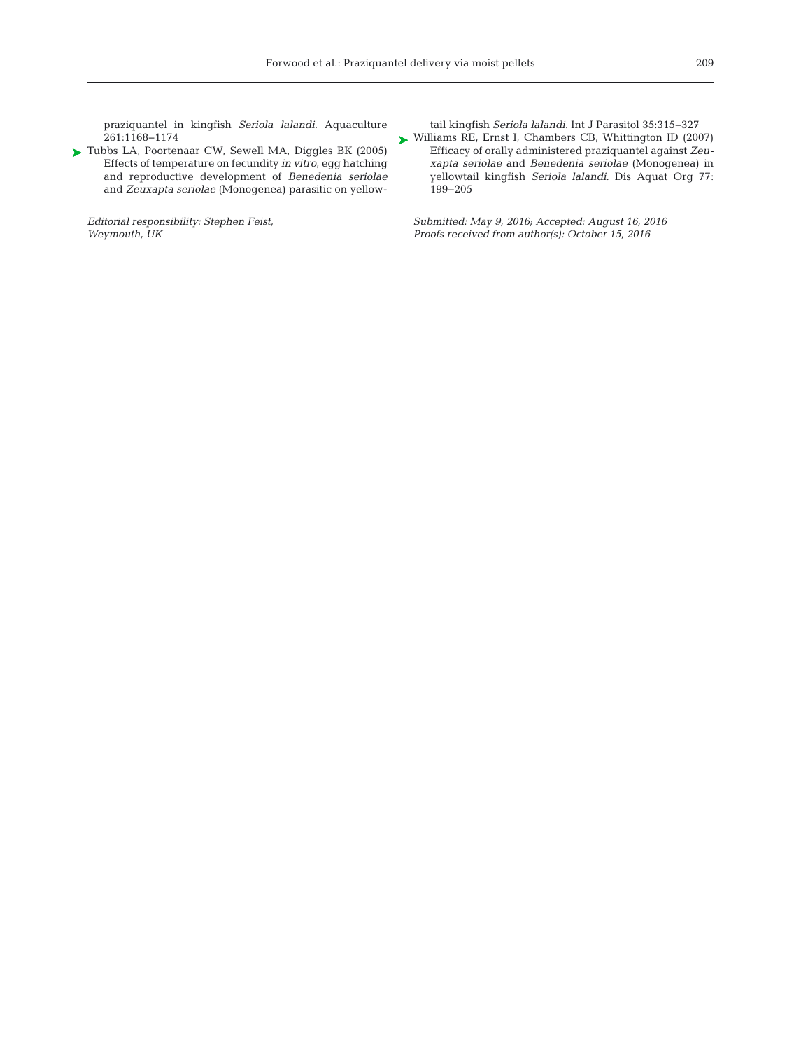praziquantel in kingfish *Seriola lalandi*. Aquaculture 261:1168–1174

Tubbs LA, Poortenaar CW, Sewell MA, Diggles BK (2005) Effects of temperature on fecundity *in vitro*, egg hatching and reproductive development of *Benedenia seriolae* and *Zeuxapta seriolae* (Monogenea) parasitic on yellowtail kingfish *Seriola lalandi*. Int J Parasitol 35:315–327

Williams RE, Ernst I, Chambers CB, Whittington ID (2007) Efficacy of orally administered praziquantel against *Zeuxapta seriolae* and *Benedenia seriolae* (Monogenea) in yellowtail kingfish *Seriola lalandi*. Dis Aquat Org 77: 199–205

*Editorial responsibility: Stephen Feist, Weymouth, UK*

*Submitted: May 9, 2016; Accepted: August 16, 2016*
*Proofs received from author(s): October 15, 2016*